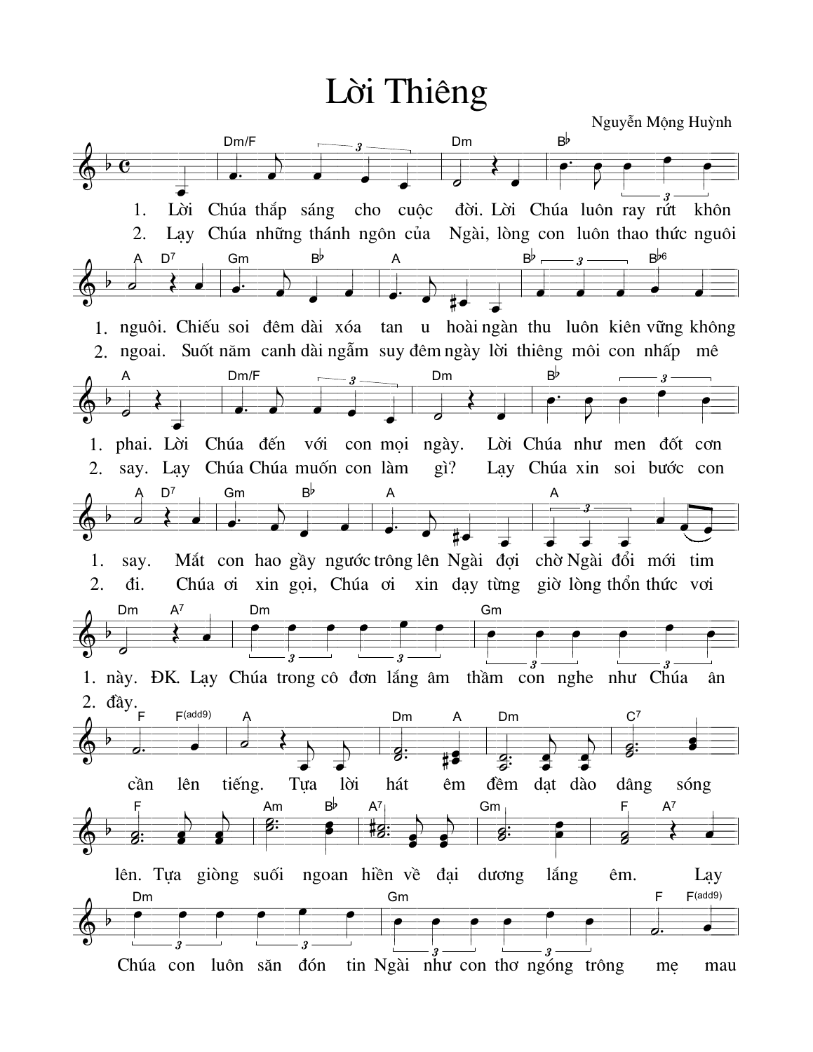# Lời Thiêng

Nguyễn Mộng Huỳnh

1. Lời Chúa thắp sáng cho cuộc đời. Lời Chúa luôn ray rứt khôn nguôi. Chiếu soi đêm dài xóa tan u hoài ngàn thu luôn kiên vững không phai. Lời Chúa đến với con mọi ngày. Lời Chúa như men đốt cơn say. Mắt con hao gầy ngước trông lên Ngài đợi chờ Ngài đổi mới tim này.

2. Lạy Chúa những thánh ngôn của Ngài, lòng con luôn thao thức nguôi ngoai. Suốt năm canh dài ngẫm suy đêm ngày lời thiêng môi con nhấp mê say. Lạy Chúa Chúa muốn con làm gì? Lạy Chúa xin soi bước con đi. Chúa ơi xin gọi, Chúa ơi xin dạy từng giờ lòng thổn thức vơi đầy.

ĐK. Lạy Chúa trong cô đơn lắng âm thầm con nghe như Chúa ân cần lên tiếng. Tựa lời hát êm đềm dạt dào dâng sóng lên. Tựa giòng suối ngoan hiền về đại dương lắng êm. Lạy Chúa con luôn săn đón tin Ngài như con thơ ngóng trông mẹ mau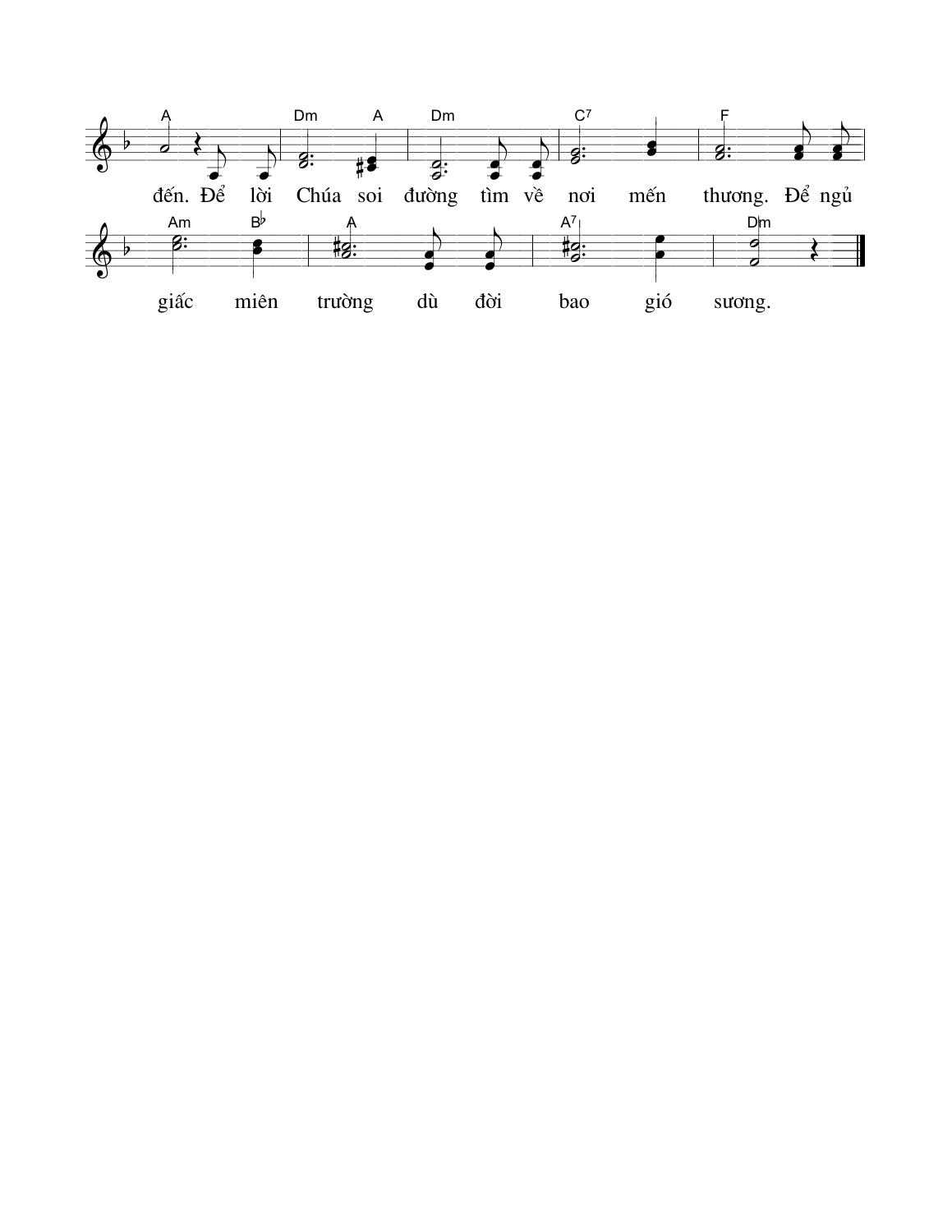đến. Để lời Chúa soi đường tìm về nơi mến thương. Để ngủ

giấc miên trường dù đời bao gió sương.